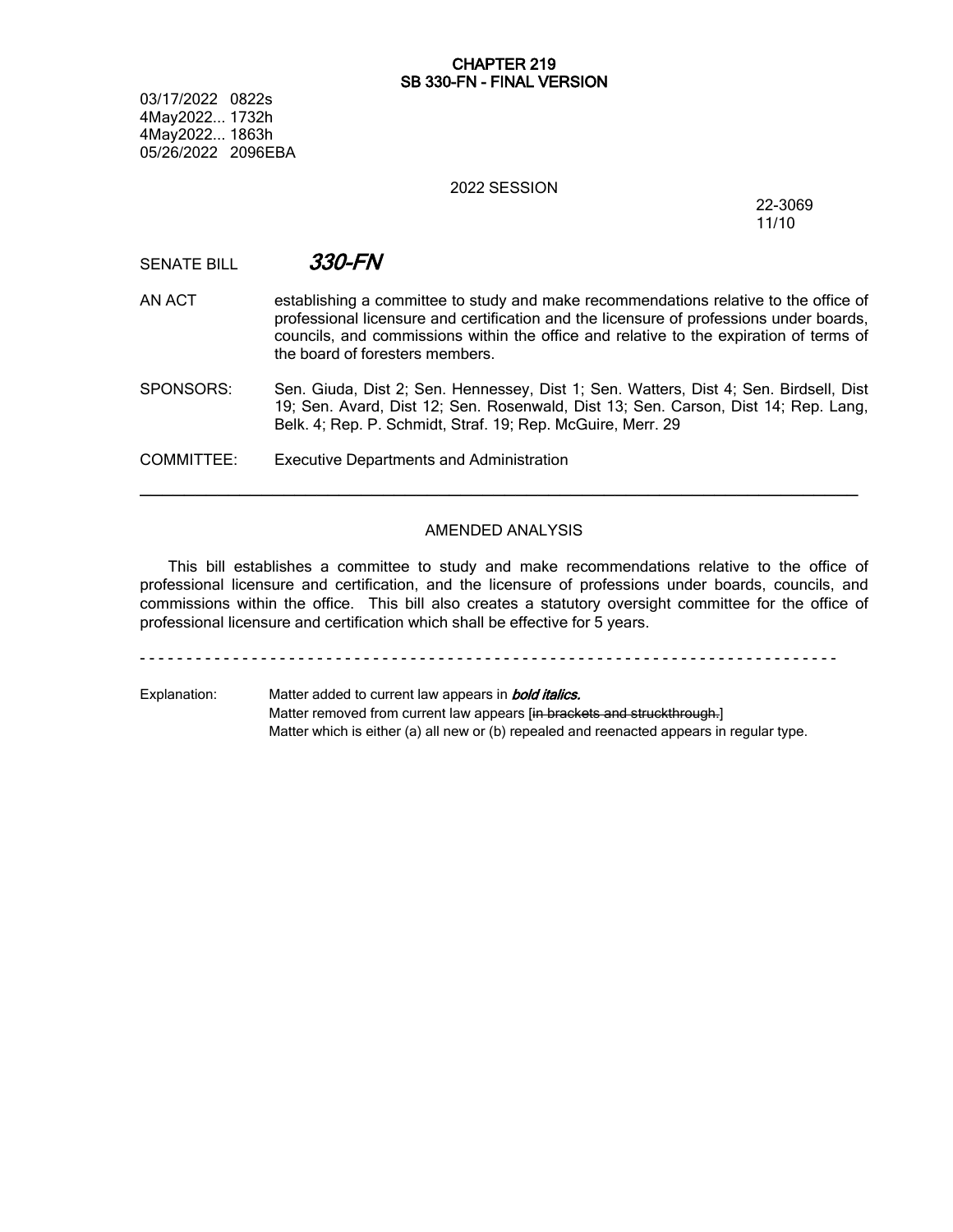**CHAPTER 219**
**SB 330-FN - FINAL VERSION**

03/17/2022 0822s
4May2022... 1732h
4May2022... 1863h
05/26/2022 2096EBA

2022 SESSION

22-3069
11/10

SENATE BILL ***330-FN***

AN ACT establishing a committee to study and make recommendations relative to the office of professional licensure and certification and the licensure of professions under boards, councils, and commissions within the office and relative to the expiration of terms of the board of foresters members.

SPONSORS: Sen. Giuda, Dist 2; Sen. Hennessey, Dist 1; Sen. Watters, Dist 4; Sen. Birdsell, Dist 19; Sen. Avard, Dist 12; Sen. Rosenwald, Dist 13; Sen. Carson, Dist 14; Rep. Lang, Belk. 4; Rep. P. Schmidt, Straf. 19; Rep. McGuire, Merr. 29

COMMITTEE: Executive Departments and Administration

---

AMENDED ANALYSIS

This bill establishes a committee to study and make recommendations relative to the office of professional licensure and certification, and the licensure of professions under boards, councils, and commissions within the office. This bill also creates a statutory oversight committee for the office of professional licensure and certification which shall be effective for 5 years.

- - - - - - - - - - - - - - - - - - - - - - - - - - - - - - - - - - - - - - - - - - - - - - - - - - - - - - - - - - - - - - - - - - - - - - - - -

Explanation: Matter added to current law appears in ***bold italics.***
Matter removed from current law appears [~~in brackets and struckthrough.~~]
Matter which is either (a) all new or (b) repealed and reenacted appears in regular type.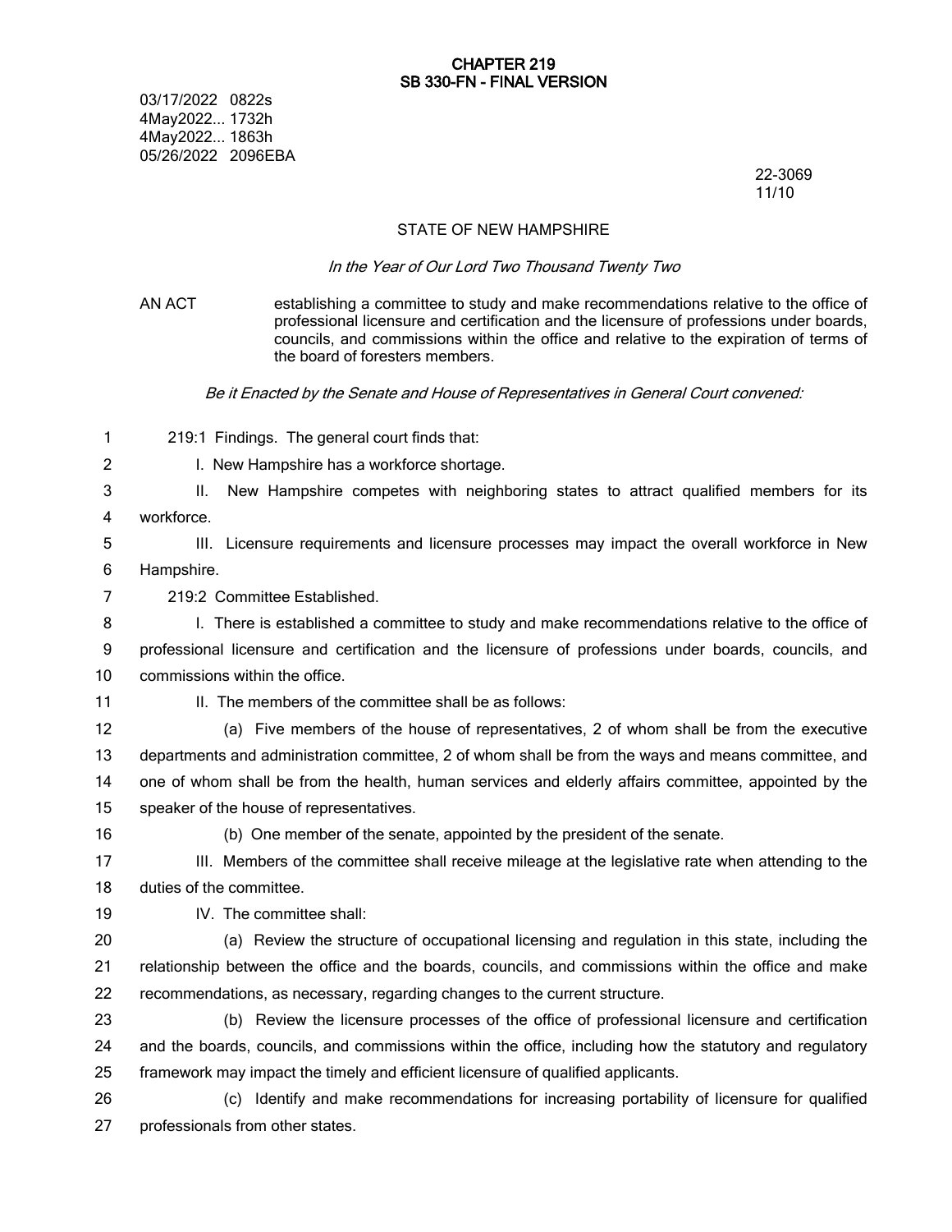**CHAPTER 219**
**SB 330-FN - FINAL VERSION**

03/17/2022 0822s
4May2022... 1732h
4May2022... 1863h
05/26/2022 2096EBA

22-3069
11/10

STATE OF NEW HAMPSHIRE

*In the Year of Our Lord Two Thousand Twenty Two*

AN ACT establishing a committee to study and make recommendations relative to the office of professional licensure and certification and the licensure of professions under boards, councils, and commissions within the office and relative to the expiration of terms of the board of foresters members.

*Be it Enacted by the Senate and House of Representatives in General Court convened:*

219:1 Findings. The general court finds that:

I. New Hampshire has a workforce shortage.

II. New Hampshire competes with neighboring states to attract qualified members for its workforce.

III. Licensure requirements and licensure processes may impact the overall workforce in New Hampshire.

219:2 Committee Established.

I. There is established a committee to study and make recommendations relative to the office of professional licensure and certification and the licensure of professions under boards, councils, and commissions within the office.

II. The members of the committee shall be as follows:

(a) Five members of the house of representatives, 2 of whom shall be from the executive departments and administration committee, 2 of whom shall be from the ways and means committee, and one of whom shall be from the health, human services and elderly affairs committee, appointed by the speaker of the house of representatives.

(b) One member of the senate, appointed by the president of the senate.

III. Members of the committee shall receive mileage at the legislative rate when attending to the duties of the committee.

IV. The committee shall:

(a) Review the structure of occupational licensing and regulation in this state, including the relationship between the office and the boards, councils, and commissions within the office and make recommendations, as necessary, regarding changes to the current structure.

(b) Review the licensure processes of the office of professional licensure and certification and the boards, councils, and commissions within the office, including how the statutory and regulatory framework may impact the timely and efficient licensure of qualified applicants.

(c) Identify and make recommendations for increasing portability of licensure for qualified professionals from other states.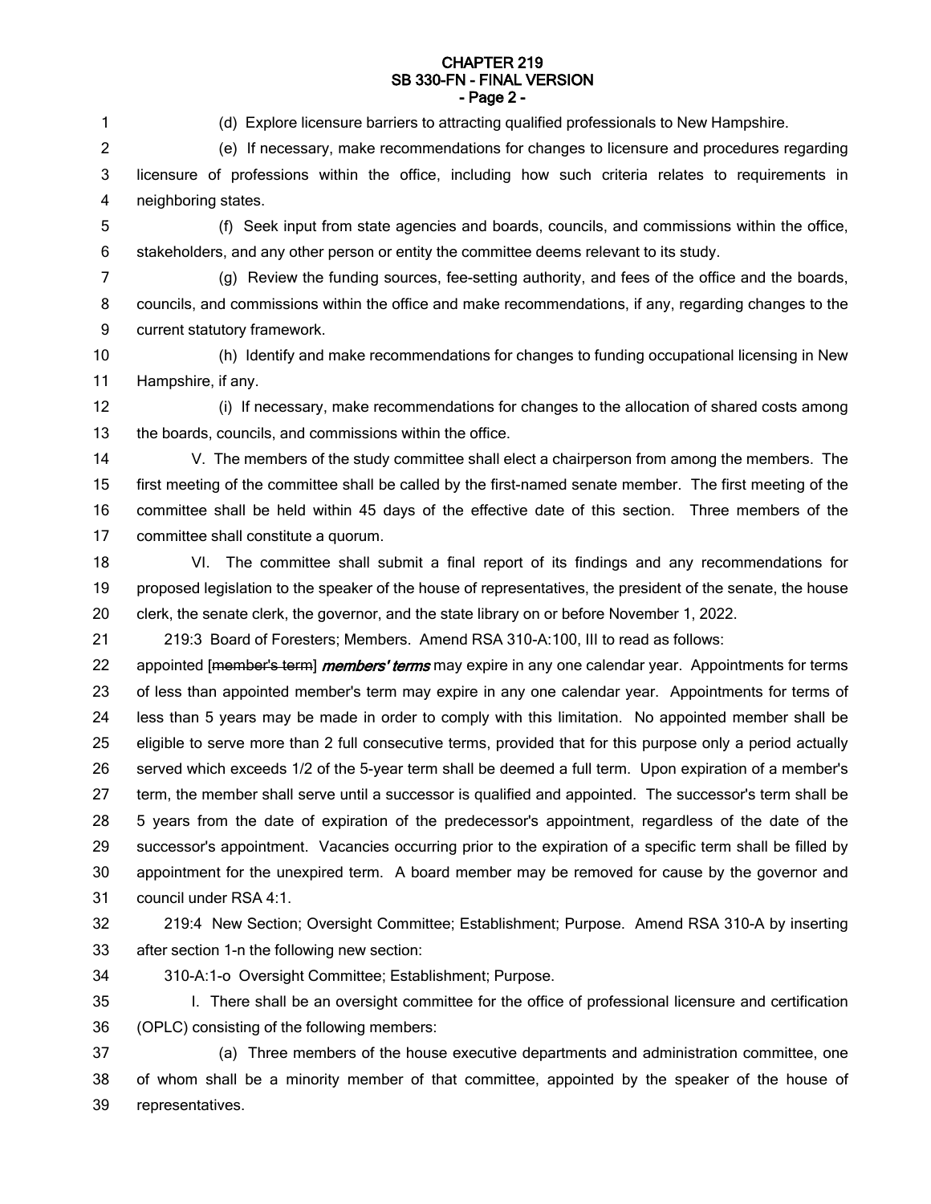(d) Explore licensure barriers to attracting qualified professionals to New Hampshire.

(e) If necessary, make recommendations for changes to licensure and procedures regarding licensure of professions within the office, including how such criteria relates to requirements in neighboring states.

(f) Seek input from state agencies and boards, councils, and commissions within the office, stakeholders, and any other person or entity the committee deems relevant to its study.

(g) Review the funding sources, fee-setting authority, and fees of the office and the boards, councils, and commissions within the office and make recommendations, if any, regarding changes to the current statutory framework.

(h) Identify and make recommendations for changes to funding occupational licensing in New Hampshire, if any.

(i) If necessary, make recommendations for changes to the allocation of shared costs among the boards, councils, and commissions within the office.

V. The members of the study committee shall elect a chairperson from among the members. The first meeting of the committee shall be called by the first-named senate member. The first meeting of the committee shall be held within 45 days of the effective date of this section. Three members of the committee shall constitute a quorum.

VI. The committee shall submit a final report of its findings and any recommendations for proposed legislation to the speaker of the house of representatives, the president of the senate, the house clerk, the senate clerk, the governor, and the state library on or before November 1, 2022.

219:3 Board of Foresters; Members. Amend RSA 310-A:100, III to read as follows:

appointed [~~member's term~~] ***members' terms*** may expire in any one calendar year. Appointments for terms of less than appointed member's term may expire in any one calendar year. Appointments for terms of less than 5 years may be made in order to comply with this limitation. No appointed member shall be eligible to serve more than 2 full consecutive terms, provided that for this purpose only a period actually served which exceeds 1/2 of the 5-year term shall be deemed a full term. Upon expiration of a member's term, the member shall serve until a successor is qualified and appointed. The successor's term shall be 5 years from the date of expiration of the predecessor's appointment, regardless of the date of the successor's appointment. Vacancies occurring prior to the expiration of a specific term shall be filled by appointment for the unexpired term. A board member may be removed for cause by the governor and council under RSA 4:1.

219:4 New Section; Oversight Committee; Establishment; Purpose. Amend RSA 310-A by inserting after section 1-n the following new section:

310-A:1-o Oversight Committee; Establishment; Purpose.

I. There shall be an oversight committee for the office of professional licensure and certification (OPLC) consisting of the following members:

(a) Three members of the house executive departments and administration committee, one of whom shall be a minority member of that committee, appointed by the speaker of the house of representatives.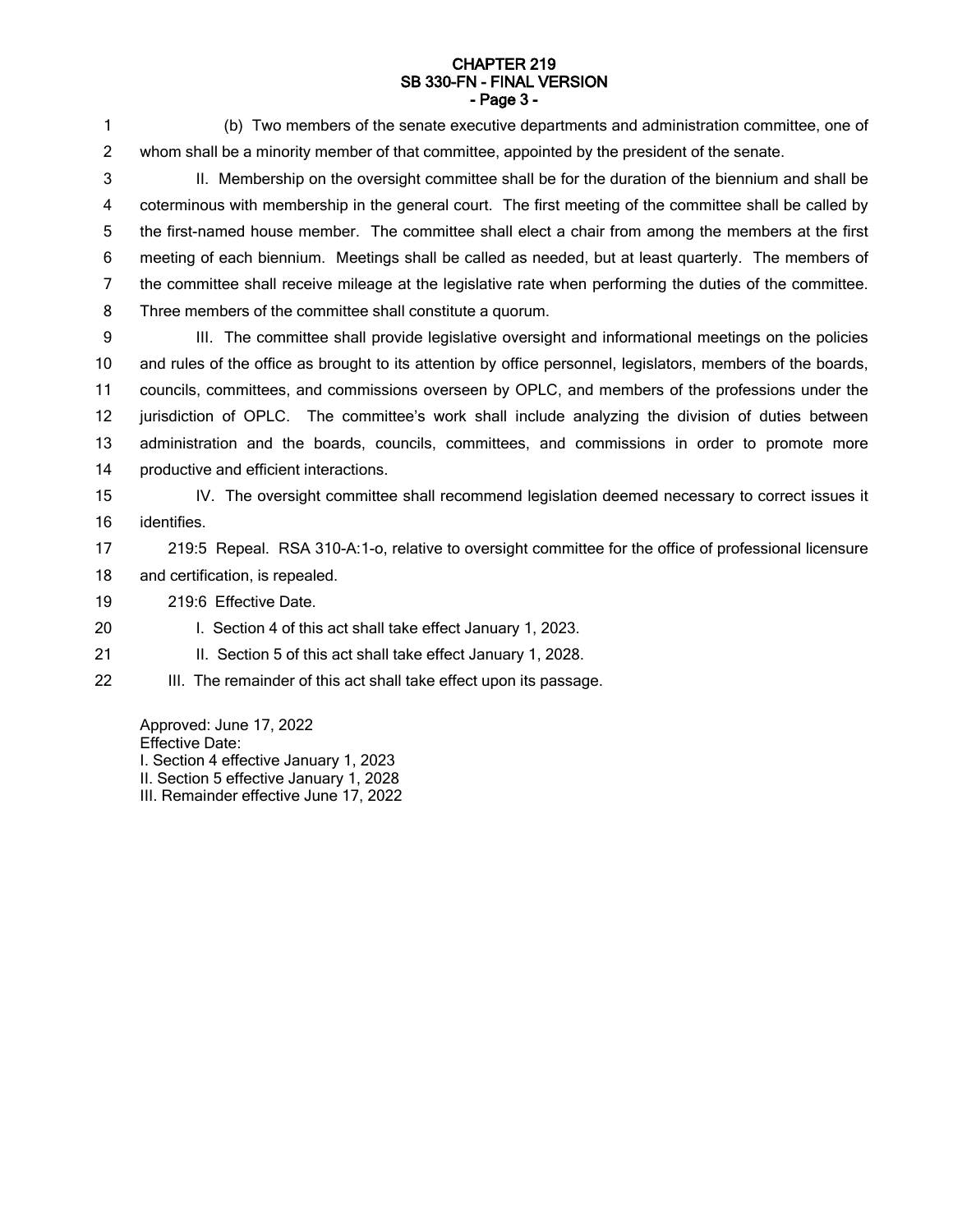(b) Two members of the senate executive departments and administration committee, one of whom shall be a minority member of that committee, appointed by the president of the senate.

II. Membership on the oversight committee shall be for the duration of the biennium and shall be coterminous with membership in the general court. The first meeting of the committee shall be called by the first-named house member. The committee shall elect a chair from among the members at the first meeting of each biennium. Meetings shall be called as needed, but at least quarterly. The members of the committee shall receive mileage at the legislative rate when performing the duties of the committee. Three members of the committee shall constitute a quorum.

III. The committee shall provide legislative oversight and informational meetings on the policies and rules of the office as brought to its attention by office personnel, legislators, members of the boards, councils, committees, and commissions overseen by OPLC, and members of the professions under the jurisdiction of OPLC. The committee's work shall include analyzing the division of duties between administration and the boards, councils, committees, and commissions in order to promote more productive and efficient interactions.

IV. The oversight committee shall recommend legislation deemed necessary to correct issues it identifies.

219:5 Repeal. RSA 310-A:1-o, relative to oversight committee for the office of professional licensure and certification, is repealed.

219:6 Effective Date.

I. Section 4 of this act shall take effect January 1, 2023.

II. Section 5 of this act shall take effect January 1, 2028.

III. The remainder of this act shall take effect upon its passage.

Approved: June 17, 2022
Effective Date:
I. Section 4 effective January 1, 2023
II. Section 5 effective January 1, 2028
III. Remainder effective June 17, 2022